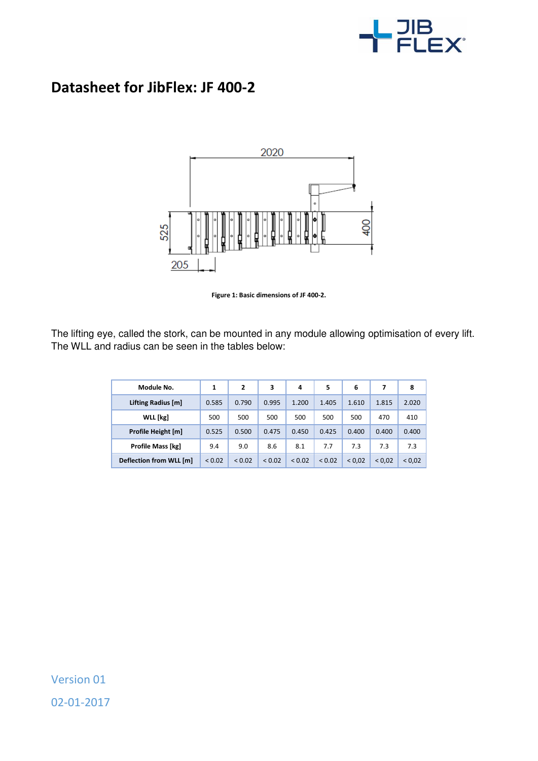# Datasheet for JibFlex: JF 400-2

Figure 1: Basic dimensions of JF 400-2.

The lifting eye, called the stork, can be mounted in any module allowing optimisation of every lift. The WLL and radius can be seen in the tables below:

| Module No. | 1 | 2 | 3 | 4 | 5 | 6 | 7 | 8 |
|---|---|---|---|---|---|---|---|---|
| Lifting Radius [m] | 0.585 | 0.790 | 0.995 | 1.200 | 1.405 | 1.610 | 1.815 | 2.020 |
| WLL [kg] | 500 | 500 | 500 | 500 | 500 | 500 | 470 | 410 |
| Profile Height [m] | 0.525 | 0.500 | 0.475 | 0.450 | 0.425 | 0.400 | 0.400 | 0.400 |
| Profile Mass [kg] | 9.4 | 9.0 | 8.6 | 8.1 | 7.7 | 7.3 | 7.3 | 7.3 |
| Deflection from WLL [m] | < 0.02 | < 0.02 | < 0.02 | < 0.02 | < 0.02 | < 0,02 | < 0,02 | < 0,02 |

Version 01

02-01-2017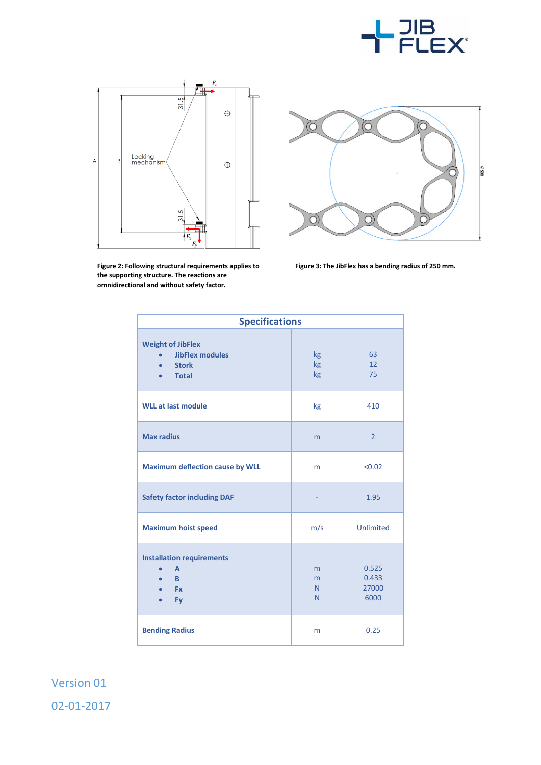A

B

31.5

Locking mechanism

31.5

$F_x$

$F_x$

$F_y$

Ø 500

**Figure 2: Following structural requirements applies to the supporting structure. The reactions are omnidirectional and without safety factor.**

**Figure 3: The JibFlex has a bending radius of 250 mm.**

| Specifications | | |
|---|---|---|
| **Weight of JibFlex**<br>• **JibFlex modules**<br>• **Stork**<br>• **Total** | kg<br>kg<br>kg | 63<br>12<br>75 |
| **WLL at last module** | kg | 410 |
| **Max radius** | m | 2 |
| **Maximum deflection cause by WLL** | m | <0.02 |
| **Safety factor including DAF** | - | 1.95 |
| **Maximum hoist speed** | m/s | Unlimited |
| **Installation requirements**<br>• **A**<br>• **B**<br>• **Fx**<br>• **Fy** | m<br>m<br>N<br>N | 0.525<br>0.433<br>27000<br>6000 |
| **Bending Radius** | m | 0.25 |

Version 01

02-01-2017